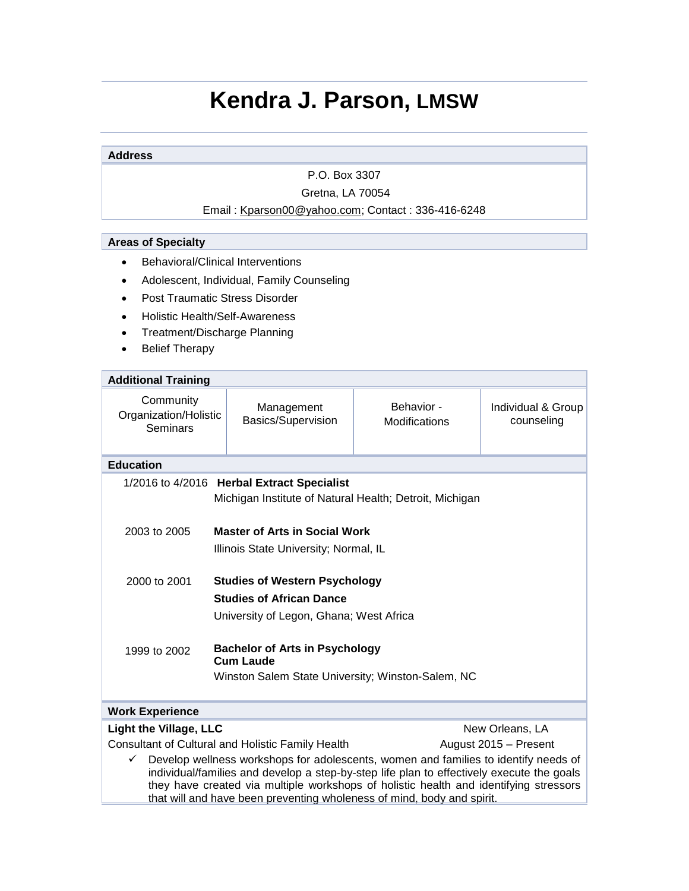# Kendra J. Parson, LMSW

## Address

P.O. Box 3307

Gretna, LA 70054

Email : Kparson00@yahoo.com; Contact : 336-416-6248

## Areas of Specialty

- Behavioral/Clinical Interventions
- Adolescent, Individual, Family Counseling
- Post Traumatic Stress Disorder
- Holistic Health/Self-Awareness
- Treatment/Discharge Planning
- Belief Therapy

## Additional Training

| Community Organization/Holistic Seminars | Management Basics/Supervision | Behavior - Modifications | Individual & Group counseling |
|---|---|---|---|

## Education

1/2016 to 4/2016 **Herbal Extract Specialist**
Michigan Institute of Natural Health; Detroit, Michigan

2003 to 2005 **Master of Arts in Social Work**
Illinois State University; Normal, IL

2000 to 2001 **Studies of Western Psychology**
**Studies of African Dance**
University of Legon, Ghana; West Africa

1999 to 2002 **Bachelor of Arts in Psychology**
**Cum Laude**
Winston Salem State University; Winston-Salem, NC

## Work Experience

**Light the Village, LLC** — New Orleans, LA
Consultant of Cultural and Holistic Family Health — August 2015 – Present

- ✓ Develop wellness workshops for adolescents, women and families to identify needs of individual/families and develop a step-by-step life plan to effectively execute the goals they have created via multiple workshops of holistic health and identifying stressors that will and have been preventing wholeness of mind, body and spirit.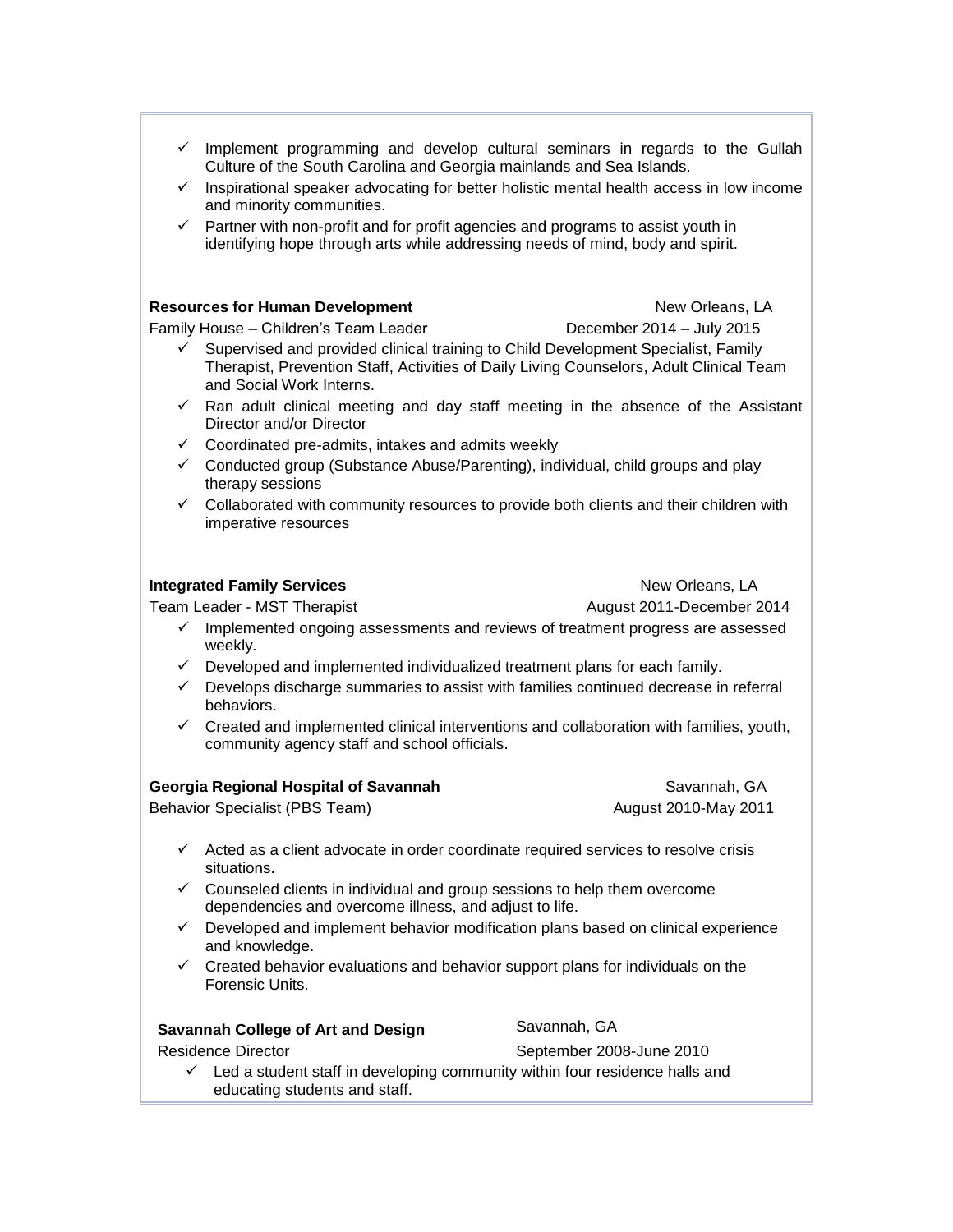- ✓ Implement programming and develop cultural seminars in regards to the Gullah Culture of the South Carolina and Georgia mainlands and Sea Islands.
- ✓ Inspirational speaker advocating for better holistic mental health access in low income and minority communities.
- ✓ Partner with non-profit and for profit agencies and programs to assist youth in identifying hope through arts while addressing needs of mind, body and spirit.

**Resources for Human Development** New Orleans, LA

Family House – Children's Team Leader December 2014 – July 2015

- ✓ Supervised and provided clinical training to Child Development Specialist, Family Therapist, Prevention Staff, Activities of Daily Living Counselors, Adult Clinical Team and Social Work Interns.
- ✓ Ran adult clinical meeting and day staff meeting in the absence of the Assistant Director and/or Director
- ✓ Coordinated pre-admits, intakes and admits weekly
- ✓ Conducted group (Substance Abuse/Parenting), individual, child groups and play therapy sessions
- ✓ Collaborated with community resources to provide both clients and their children with imperative resources

**Integrated Family Services** New Orleans, LA

Team Leader - MST Therapist August 2011-December 2014

- ✓ Implemented ongoing assessments and reviews of treatment progress are assessed weekly.
- ✓ Developed and implemented individualized treatment plans for each family.
- ✓ Develops discharge summaries to assist with families continued decrease in referral behaviors.
- ✓ Created and implemented clinical interventions and collaboration with families, youth, community agency staff and school officials.

**Georgia Regional Hospital of Savannah** Savannah, GA

Behavior Specialist (PBS Team) August 2010-May 2011

- ✓ Acted as a client advocate in order coordinate required services to resolve crisis situations.
- ✓ Counseled clients in individual and group sessions to help them overcome dependencies and overcome illness, and adjust to life.
- ✓ Developed and implement behavior modification plans based on clinical experience and knowledge.
- ✓ Created behavior evaluations and behavior support plans for individuals on the Forensic Units.

**Savannah College of Art and Design** Savannah, GA

Residence Director September 2008-June 2010

- ✓ Led a student staff in developing community within four residence halls and educating students and staff.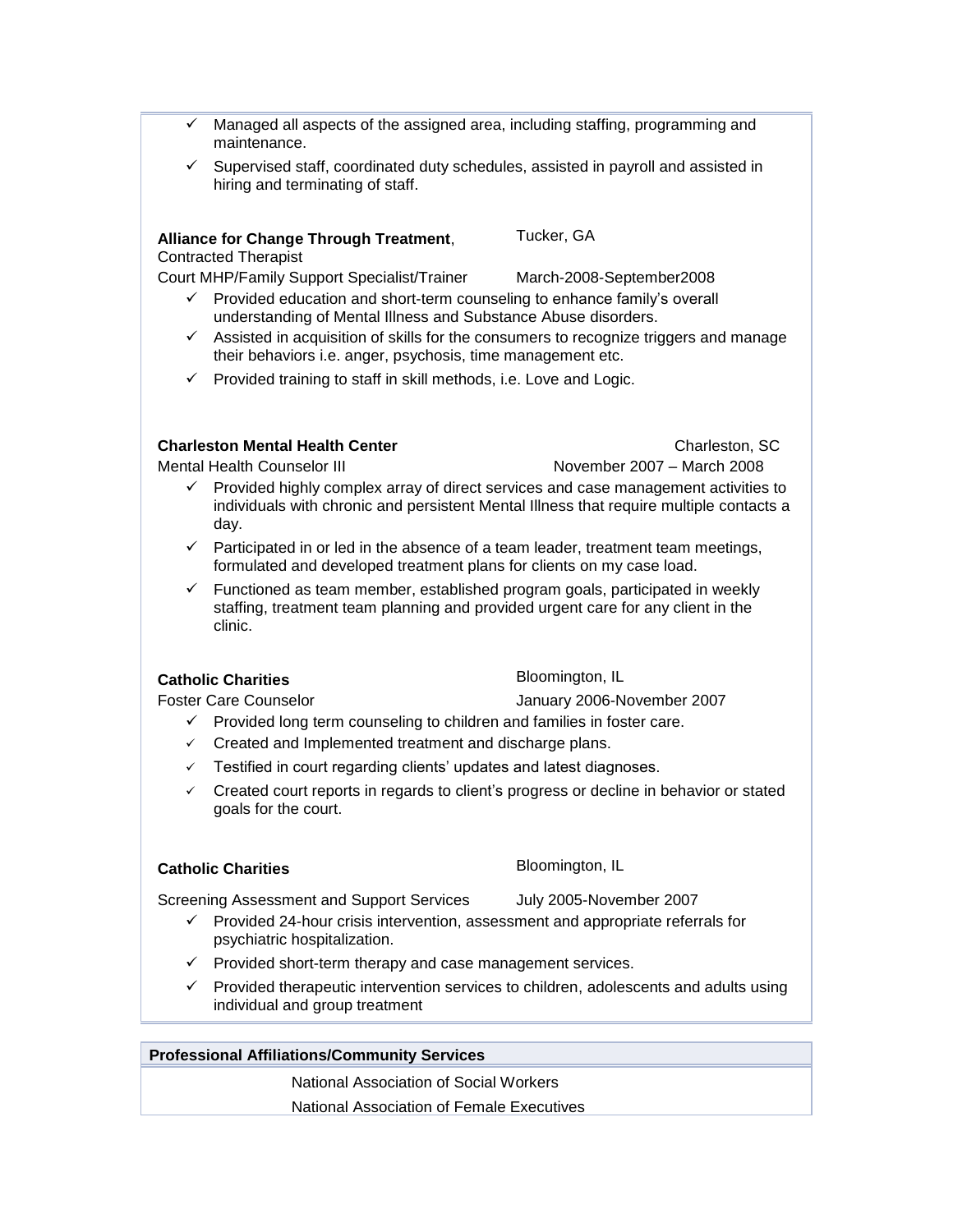- ✓ Managed all aspects of the assigned area, including staffing, programming and maintenance.
- ✓ Supervised staff, coordinated duty schedules, assisted in payroll and assisted in hiring and terminating of staff.

**Alliance for Change Through Treatment**, Tucker, GA
Contracted Therapist
Court MHP/Family Support Specialist/Trainer March-2008-September2008

- ✓ Provided education and short-term counseling to enhance family's overall understanding of Mental Illness and Substance Abuse disorders.
- ✓ Assisted in acquisition of skills for the consumers to recognize triggers and manage their behaviors i.e. anger, psychosis, time management etc.
- ✓ Provided training to staff in skill methods, i.e. Love and Logic.

**Charleston Mental Health Center** Charleston, SC
Mental Health Counselor III November 2007 – March 2008

- ✓ Provided highly complex array of direct services and case management activities to individuals with chronic and persistent Mental Illness that require multiple contacts a day.
- ✓ Participated in or led in the absence of a team leader, treatment team meetings, formulated and developed treatment plans for clients on my case load.
- ✓ Functioned as team member, established program goals, participated in weekly staffing, treatment team planning and provided urgent care for any client in the clinic.

**Catholic Charities** Bloomington, IL
Foster Care Counselor January 2006-November 2007

- ✓ Provided long term counseling to children and families in foster care.
- ✓ Created and Implemented treatment and discharge plans.
- ✓ Testified in court regarding clients' updates and latest diagnoses.
- ✓ Created court reports in regards to client's progress or decline in behavior or stated goals for the court.

**Catholic Charities** Bloomington, IL

Screening Assessment and Support Services July 2005-November 2007

- ✓ Provided 24-hour crisis intervention, assessment and appropriate referrals for psychiatric hospitalization.
- ✓ Provided short-term therapy and case management services.
- ✓ Provided therapeutic intervention services to children, adolescents and adults using individual and group treatment

**Professional Affiliations/Community Services**

National Association of Social Workers
National Association of Female Executives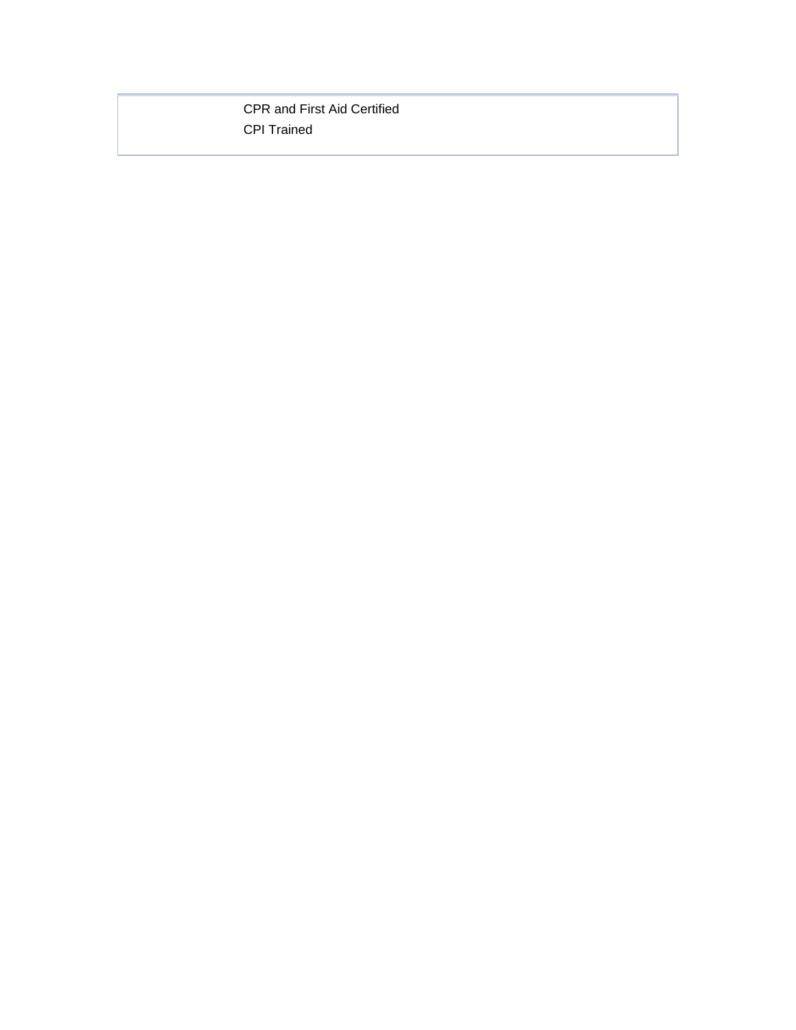CPR and First Aid Certified

CPI Trained